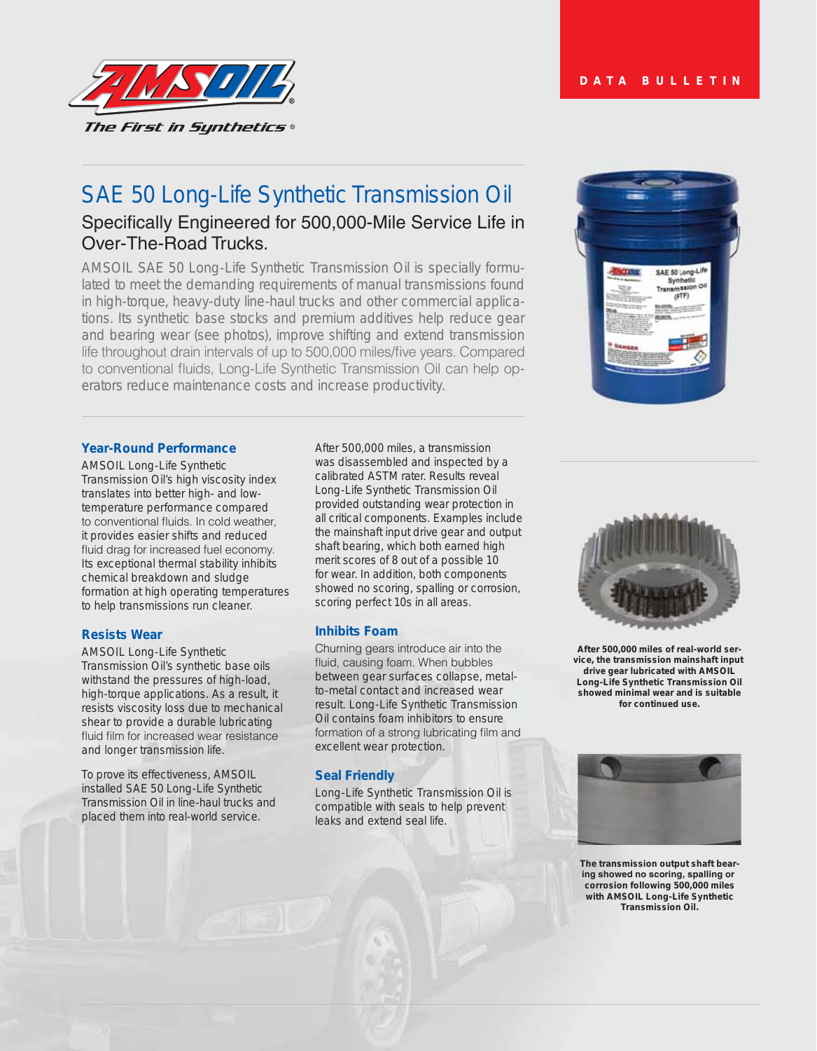DATA BULLETIN

# SAE 50 Long-Life Synthetic Transmission Oil

## Specifically Engineered for 500,000-Mile Service Life in Over-The-Road Trucks.

AMSOIL SAE 50 Long-Life Synthetic Transmission Oil is specially formulated to meet the demanding requirements of manual transmissions found in high-torque, heavy-duty line-haul trucks and other commercial applications. Its synthetic base stocks and premium additives help reduce gear and bearing wear (see photos), improve shifting and extend transmission life throughout drain intervals of up to 500,000 miles/five years. Compared to conventional fluids, Long-Life Synthetic Transmission Oil can help operators reduce maintenance costs and increase productivity.

### Year-Round Performance

AMSOIL Long-Life Synthetic Transmission Oil's high viscosity index translates into better high- and low-temperature performance compared to conventional fluids. In cold weather, it provides easier shifts and reduced fluid drag for increased fuel economy. Its exceptional thermal stability inhibits chemical breakdown and sludge formation at high operating temperatures to help transmissions run cleaner.

### Resists Wear

AMSOIL Long-Life Synthetic Transmission Oil's synthetic base oils withstand the pressures of high-load, high-torque applications. As a result, it resists viscosity loss due to mechanical shear to provide a durable lubricating fluid film for increased wear resistance and longer transmission life.

To prove its effectiveness, AMSOIL installed SAE 50 Long-Life Synthetic Transmission Oil in line-haul trucks and placed them into real-world service.

After 500,000 miles, a transmission was disassembled and inspected by a calibrated ASTM rater. Results reveal Long-Life Synthetic Transmission Oil provided outstanding wear protection in all critical components. Examples include the mainshaft input drive gear and output shaft bearing, which both earned high merit scores of 8 out of a possible 10 for wear. In addition, both components showed no scoring, spalling or corrosion, scoring perfect 10s in all areas.

### Inhibits Foam

Churning gears introduce air into the fluid, causing foam. When bubbles between gear surfaces collapse, metal-to-metal contact and increased wear result. Long-Life Synthetic Transmission Oil contains foam inhibitors to ensure formation of a strong lubricating film and excellent wear protection.

### Seal Friendly

Long-Life Synthetic Transmission Oil is compatible with seals to help prevent leaks and extend seal life.

**After 500,000 miles of real-world service, the transmission mainshaft input drive gear lubricated with AMSOIL Long-Life Synthetic Transmission Oil showed minimal wear and is suitable for continued use.**

**The transmission output shaft bearing showed no scoring, spalling or corrosion following 500,000 miles with AMSOIL Long-Life Synthetic Transmission Oil.**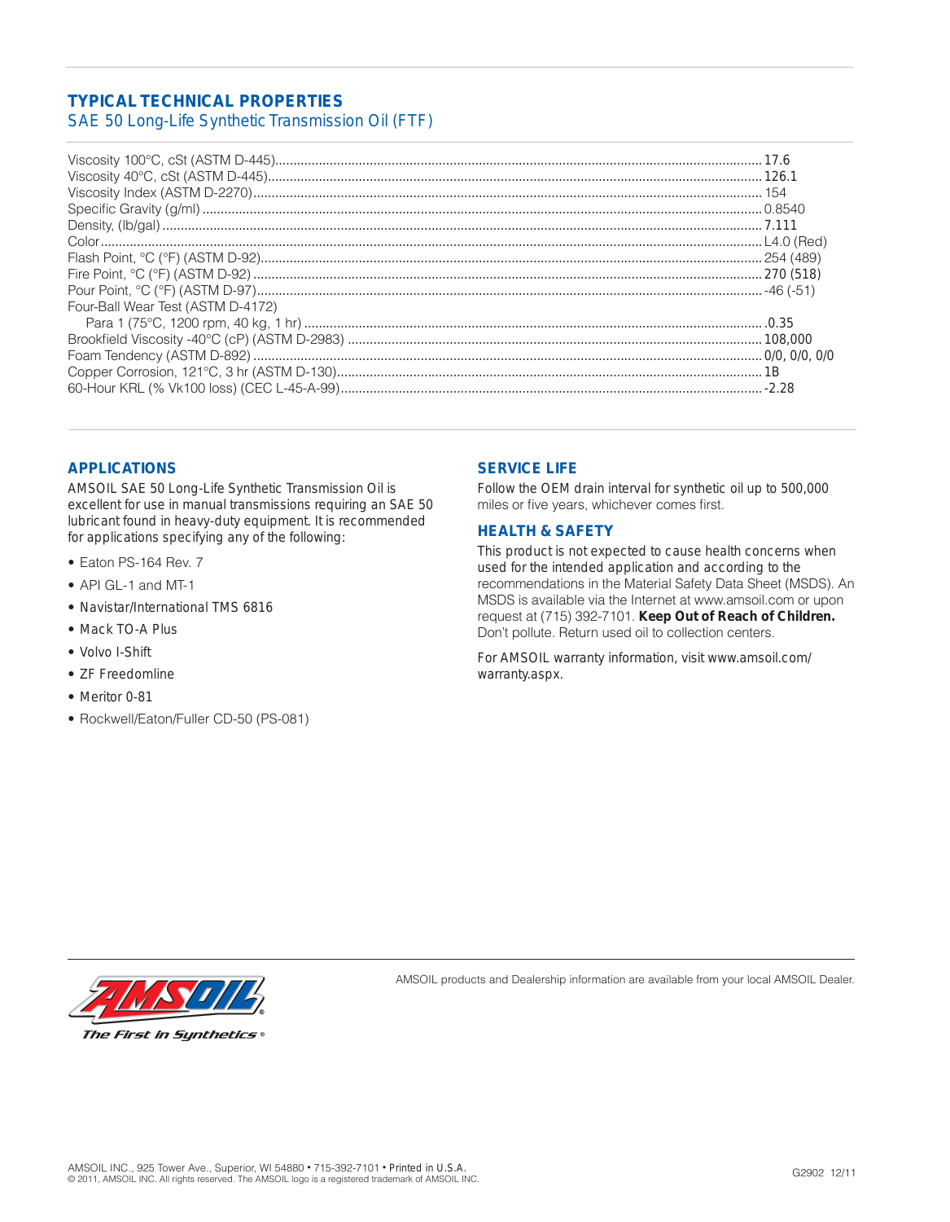## TYPICAL TECHNICAL PROPERTIES

### SAE 50 Long-Life Synthetic Transmission Oil (FTF)

| | |
|---|---|
| Viscosity 100°C, cSt (ASTM D-445) | 17.6 |
| Viscosity 40°C, cSt (ASTM D-445) | 126.1 |
| Viscosity Index (ASTM D-2270) | 154 |
| Specific Gravity (g/ml) | 0.8540 |
| Density, (lb/gal) | 7.111 |
| Color | L4.0 (Red) |
| Flash Point, °C (°F) (ASTM D-92) | 254 (489) |
| Fire Point, °C (°F) (ASTM D-92) | 270 (518) |
| Pour Point, °C (°F) (ASTM D-97) | -46 (-51) |
| Four-Ball Wear Test (ASTM D-4172) | |
| Para 1 (75°C, 1200 rpm, 40 kg, 1 hr) | .0.35 |
| Brookfield Viscosity -40°C (cP) (ASTM D-2983) | 108,000 |
| Foam Tendency (ASTM D-892) | 0/0, 0/0, 0/0 |
| Copper Corrosion, 121°C, 3 hr (ASTM D-130) | 1B |
| 60-Hour KRL (% Vk100 loss) (CEC L-45-A-99) | -2.28 |

## APPLICATIONS

AMSOIL SAE 50 Long-Life Synthetic Transmission Oil is excellent for use in manual transmissions requiring an SAE 50 lubricant found in heavy-duty equipment. It is recommended for applications specifying any of the following:

- Eaton PS-164 Rev. 7
- API GL-1 and MT-1
- Navistar/International TMS 6816
- Mack TO-A Plus
- Volvo I-Shift
- ZF Freedomline
- Meritor 0-81
- Rockwell/Eaton/Fuller CD-50 (PS-081)

## SERVICE LIFE

Follow the OEM drain interval for synthetic oil up to 500,000 miles or five years, whichever comes first.

## HEALTH & SAFETY

This product is not expected to cause health concerns when used for the intended application and according to the recommendations in the Material Safety Data Sheet (MSDS). An MSDS is available via the Internet at www.amsoil.com or upon request at (715) 392-7101. **Keep Out of Reach of Children.** Don't pollute. Return used oil to collection centers.

For AMSOIL warranty information, visit www.amsoil.com/warranty.aspx.

AMSOIL products and Dealership information are available from your local AMSOIL Dealer.

AMSOIL INC., 925 Tower Ave., Superior, WI 54880 • 715-392-7101 • Printed in U.S.A.
© 2011, AMSOIL INC. All rights reserved. The AMSOIL logo is a registered trademark of AMSOIL INC.

G2902 12/11